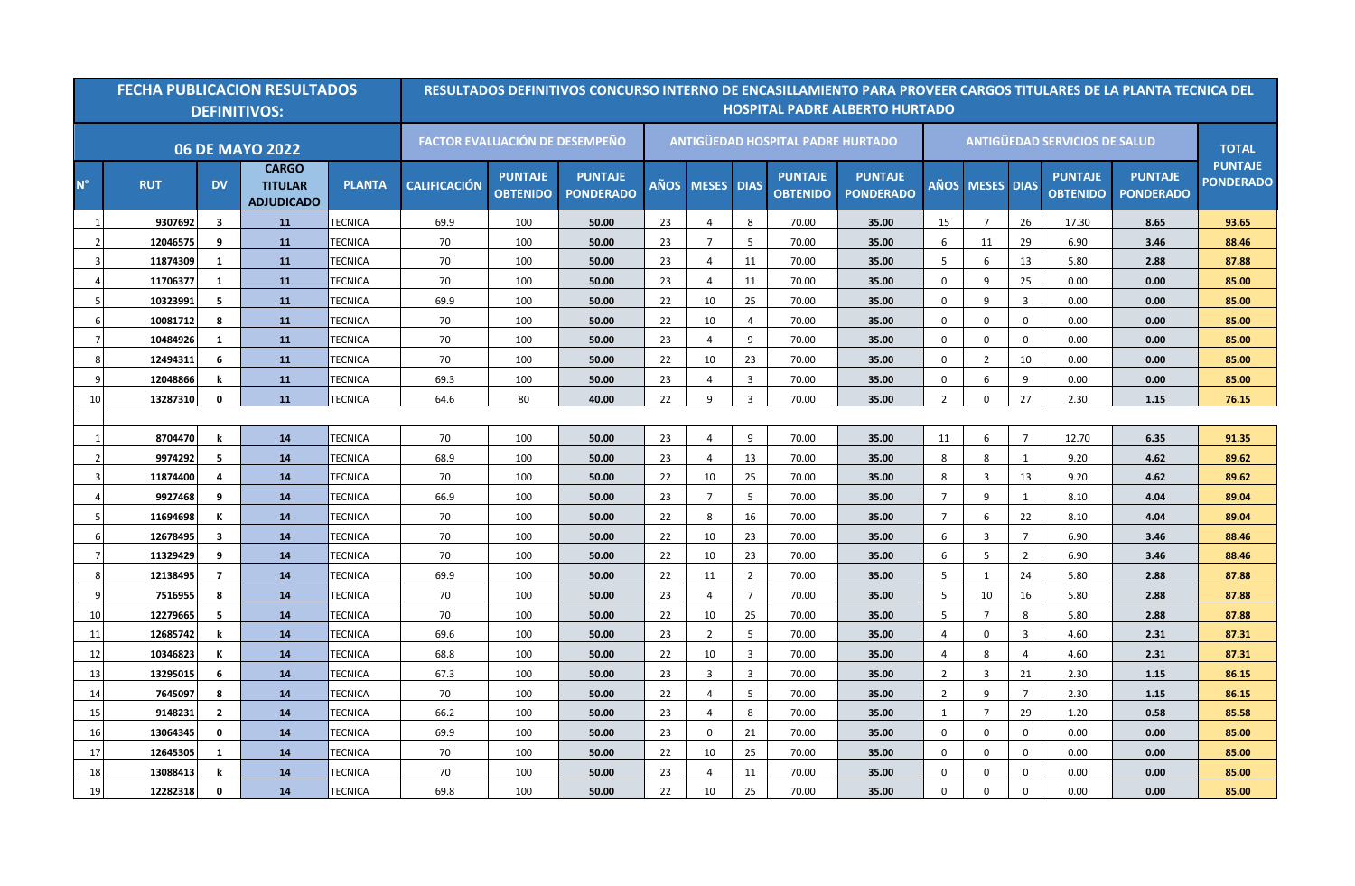| FECHA PUBLICACION RESULTADOS DEFINITIVOS: | | | | | RESULTADOS DEFINITIVOS CONCURSO INTERNO DE ENCASILLAMIENTO PARA PROVEER CARGOS TITULARES DE LA PLANTA TECNICA DEL HOSPITAL PADRE ALBERTO HURTADO | | | | | | | | | | | | | | |
|---|---|---|---|---|---|---|---|---|---|---|---|---|---|---|---|---|---|---|---|
| 06 DE MAYO 2022 | | | | | FACTOR EVALUACIÓN DE DESEMPEÑO | | | ANTIGÜEDAD HOSPITAL PADRE HURTADO | | | | | ANTIGÜEDAD SERVICIOS DE SALUD | | | | | | TOTAL |
| N° | RUT | DV | CARGO TITULAR ADJUDICADO | PLANTA | CALIFICACIÓN | PUNTAJE OBTENIDO | PUNTAJE PONDERADO | AÑOS | MESES | DIAS | PUNTAJE OBTENIDO | PUNTAJE PONDERADO | AÑOS | MESES | DIAS | PUNTAJE OBTENIDO | PUNTAJE PONDERADO | | PUNTAJE PONDERADO |
| 1 | 9307692 | 3 | 11 | TECNICA | 69.9 | 100 | 50.00 | 23 | 4 | 8 | 70.00 | 35.00 | 15 | 7 | 26 | 17.30 | 8.65 | | 93.65 |
| 2 | 12046575 | 9 | 11 | TECNICA | 70 | 100 | 50.00 | 23 | 7 | 5 | 70.00 | 35.00 | 6 | 11 | 29 | 6.90 | 3.46 | | 88.46 |
| 3 | 11874309 | 1 | 11 | TECNICA | 70 | 100 | 50.00 | 23 | 4 | 11 | 70.00 | 35.00 | 5 | 6 | 13 | 5.80 | 2.88 | | 87.88 |
| 4 | 11706377 | 1 | 11 | TECNICA | 70 | 100 | 50.00 | 23 | 4 | 11 | 70.00 | 35.00 | 0 | 9 | 25 | 0.00 | 0.00 | | 85.00 |
| 5 | 10323991 | 5 | 11 | TECNICA | 69.9 | 100 | 50.00 | 22 | 10 | 25 | 70.00 | 35.00 | 0 | 9 | 3 | 0.00 | 0.00 | | 85.00 |
| 6 | 10081712 | 8 | 11 | TECNICA | 70 | 100 | 50.00 | 22 | 10 | 4 | 70.00 | 35.00 | 0 | 0 | 0 | 0.00 | 0.00 | | 85.00 |
| 7 | 10484926 | 1 | 11 | TECNICA | 70 | 100 | 50.00 | 23 | 4 | 9 | 70.00 | 35.00 | 0 | 0 | 0 | 0.00 | 0.00 | | 85.00 |
| 8 | 12494311 | 6 | 11 | TECNICA | 70 | 100 | 50.00 | 22 | 10 | 23 | 70.00 | 35.00 | 0 | 2 | 10 | 0.00 | 0.00 | | 85.00 |
| 9 | 12048866 | k | 11 | TECNICA | 69.3 | 100 | 50.00 | 23 | 4 | 3 | 70.00 | 35.00 | 0 | 6 | 9 | 0.00 | 0.00 | | 85.00 |
| 10 | 13287310 | 0 | 11 | TECNICA | 64.6 | 80 | 40.00 | 22 | 9 | 3 | 70.00 | 35.00 | 2 | 0 | 27 | 2.30 | 1.15 | | 76.15 |
| | | | | | | | | | | | | | | | | | | | |
| 1 | 8704470 | k | 14 | TECNICA | 70 | 100 | 50.00 | 23 | 4 | 9 | 70.00 | 35.00 | 11 | 6 | 7 | 12.70 | 6.35 | | 91.35 |
| 2 | 9974292 | 5 | 14 | TECNICA | 68.9 | 100 | 50.00 | 23 | 4 | 13 | 70.00 | 35.00 | 8 | 8 | 1 | 9.20 | 4.62 | | 89.62 |
| 3 | 11874400 | 4 | 14 | TECNICA | 70 | 100 | 50.00 | 22 | 10 | 25 | 70.00 | 35.00 | 8 | 3 | 13 | 9.20 | 4.62 | | 89.62 |
| 4 | 9927468 | 9 | 14 | TECNICA | 66.9 | 100 | 50.00 | 23 | 7 | 5 | 70.00 | 35.00 | 7 | 9 | 1 | 8.10 | 4.04 | | 89.04 |
| 5 | 11694698 | K | 14 | TECNICA | 70 | 100 | 50.00 | 22 | 8 | 16 | 70.00 | 35.00 | 7 | 6 | 22 | 8.10 | 4.04 | | 89.04 |
| 6 | 12678495 | 3 | 14 | TECNICA | 70 | 100 | 50.00 | 22 | 10 | 23 | 70.00 | 35.00 | 6 | 3 | 7 | 6.90 | 3.46 | | 88.46 |
| 7 | 11329429 | 9 | 14 | TECNICA | 70 | 100 | 50.00 | 22 | 10 | 23 | 70.00 | 35.00 | 6 | 5 | 2 | 6.90 | 3.46 | | 88.46 |
| 8 | 12138495 | 7 | 14 | TECNICA | 69.9 | 100 | 50.00 | 22 | 11 | 2 | 70.00 | 35.00 | 5 | 1 | 24 | 5.80 | 2.88 | | 87.88 |
| 9 | 7516955 | 8 | 14 | TECNICA | 70 | 100 | 50.00 | 23 | 4 | 7 | 70.00 | 35.00 | 5 | 10 | 16 | 5.80 | 2.88 | | 87.88 |
| 10 | 12279665 | 5 | 14 | TECNICA | 70 | 100 | 50.00 | 22 | 10 | 25 | 70.00 | 35.00 | 5 | 7 | 8 | 5.80 | 2.88 | | 87.88 |
| 11 | 12685742 | k | 14 | TECNICA | 69.6 | 100 | 50.00 | 23 | 2 | 5 | 70.00 | 35.00 | 4 | 0 | 3 | 4.60 | 2.31 | | 87.31 |
| 12 | 10346823 | K | 14 | TECNICA | 68.8 | 100 | 50.00 | 22 | 10 | 3 | 70.00 | 35.00 | 4 | 8 | 4 | 4.60 | 2.31 | | 87.31 |
| 13 | 13295015 | 6 | 14 | TECNICA | 67.3 | 100 | 50.00 | 23 | 3 | 3 | 70.00 | 35.00 | 2 | 3 | 21 | 2.30 | 1.15 | | 86.15 |
| 14 | 7645097 | 8 | 14 | TECNICA | 70 | 100 | 50.00 | 22 | 4 | 5 | 70.00 | 35.00 | 2 | 9 | 7 | 2.30 | 1.15 | | 86.15 |
| 15 | 9148231 | 2 | 14 | TECNICA | 66.2 | 100 | 50.00 | 23 | 4 | 8 | 70.00 | 35.00 | 1 | 7 | 29 | 1.20 | 0.58 | | 85.58 |
| 16 | 13064345 | 0 | 14 | TECNICA | 69.9 | 100 | 50.00 | 23 | 0 | 21 | 70.00 | 35.00 | 0 | 0 | 0 | 0.00 | 0.00 | | 85.00 |
| 17 | 12645305 | 1 | 14 | TECNICA | 70 | 100 | 50.00 | 22 | 10 | 25 | 70.00 | 35.00 | 0 | 0 | 0 | 0.00 | 0.00 | | 85.00 |
| 18 | 13088413 | k | 14 | TECNICA | 70 | 100 | 50.00 | 23 | 4 | 11 | 70.00 | 35.00 | 0 | 0 | 0 | 0.00 | 0.00 | | 85.00 |
| 19 | 12282318 | 0 | 14 | TECNICA | 69.8 | 100 | 50.00 | 22 | 10 | 25 | 70.00 | 35.00 | 0 | 0 | 0 | 0.00 | 0.00 | | 85.00 |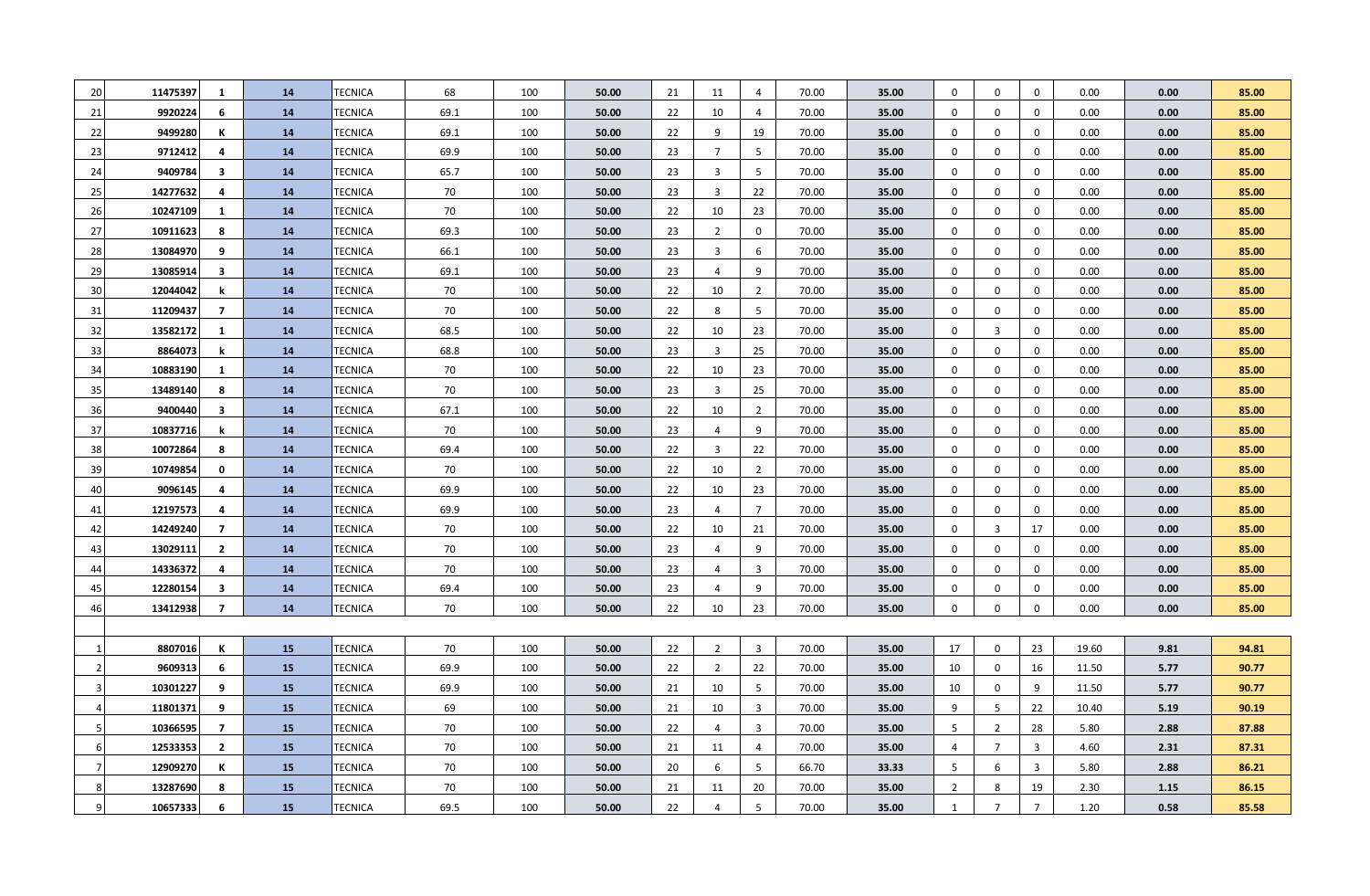| | | | | | | | | | | | | | | | | | | |
|---|---|---|---|---|---|---|---|---|---|---|---|---|---|---|---|---|---|---|
| 20 | 11475397 | 1 | 14 | TECNICA | 68 | 100 | 50.00 | 21 | 11 | 4 | 70.00 | 35.00 | 0 | 0 | 0 | 0.00 | 0.00 | 85.00 |
| 21 | 9920224 | 6 | 14 | TECNICA | 69.1 | 100 | 50.00 | 22 | 10 | 4 | 70.00 | 35.00 | 0 | 0 | 0 | 0.00 | 0.00 | 85.00 |
| 22 | 9499280 | K | 14 | TECNICA | 69.1 | 100 | 50.00 | 22 | 9 | 19 | 70.00 | 35.00 | 0 | 0 | 0 | 0.00 | 0.00 | 85.00 |
| 23 | 9712412 | 4 | 14 | TECNICA | 69.9 | 100 | 50.00 | 23 | 7 | 5 | 70.00 | 35.00 | 0 | 0 | 0 | 0.00 | 0.00 | 85.00 |
| 24 | 9409784 | 3 | 14 | TECNICA | 65.7 | 100 | 50.00 | 23 | 3 | 5 | 70.00 | 35.00 | 0 | 0 | 0 | 0.00 | 0.00 | 85.00 |
| 25 | 14277632 | 4 | 14 | TECNICA | 70 | 100 | 50.00 | 23 | 3 | 22 | 70.00 | 35.00 | 0 | 0 | 0 | 0.00 | 0.00 | 85.00 |
| 26 | 10247109 | 1 | 14 | TECNICA | 70 | 100 | 50.00 | 22 | 10 | 23 | 70.00 | 35.00 | 0 | 0 | 0 | 0.00 | 0.00 | 85.00 |
| 27 | 10911623 | 8 | 14 | TECNICA | 69.3 | 100 | 50.00 | 23 | 2 | 0 | 70.00 | 35.00 | 0 | 0 | 0 | 0.00 | 0.00 | 85.00 |
| 28 | 13084970 | 9 | 14 | TECNICA | 66.1 | 100 | 50.00 | 23 | 3 | 6 | 70.00 | 35.00 | 0 | 0 | 0 | 0.00 | 0.00 | 85.00 |
| 29 | 13085914 | 3 | 14 | TECNICA | 69.1 | 100 | 50.00 | 23 | 4 | 9 | 70.00 | 35.00 | 0 | 0 | 0 | 0.00 | 0.00 | 85.00 |
| 30 | 12044042 | k | 14 | TECNICA | 70 | 100 | 50.00 | 22 | 10 | 2 | 70.00 | 35.00 | 0 | 0 | 0 | 0.00 | 0.00 | 85.00 |
| 31 | 11209437 | 7 | 14 | TECNICA | 70 | 100 | 50.00 | 22 | 8 | 5 | 70.00 | 35.00 | 0 | 0 | 0 | 0.00 | 0.00 | 85.00 |
| 32 | 13582172 | 1 | 14 | TECNICA | 68.5 | 100 | 50.00 | 22 | 10 | 23 | 70.00 | 35.00 | 0 | 3 | 0 | 0.00 | 0.00 | 85.00 |
| 33 | 8864073 | k | 14 | TECNICA | 68.8 | 100 | 50.00 | 23 | 3 | 25 | 70.00 | 35.00 | 0 | 0 | 0 | 0.00 | 0.00 | 85.00 |
| 34 | 10883190 | 1 | 14 | TECNICA | 70 | 100 | 50.00 | 22 | 10 | 23 | 70.00 | 35.00 | 0 | 0 | 0 | 0.00 | 0.00 | 85.00 |
| 35 | 13489140 | 8 | 14 | TECNICA | 70 | 100 | 50.00 | 23 | 3 | 25 | 70.00 | 35.00 | 0 | 0 | 0 | 0.00 | 0.00 | 85.00 |
| 36 | 9400440 | 3 | 14 | TECNICA | 67.1 | 100 | 50.00 | 22 | 10 | 2 | 70.00 | 35.00 | 0 | 0 | 0 | 0.00 | 0.00 | 85.00 |
| 37 | 10837716 | k | 14 | TECNICA | 70 | 100 | 50.00 | 23 | 4 | 9 | 70.00 | 35.00 | 0 | 0 | 0 | 0.00 | 0.00 | 85.00 |
| 38 | 10072864 | 8 | 14 | TECNICA | 69.4 | 100 | 50.00 | 22 | 3 | 22 | 70.00 | 35.00 | 0 | 0 | 0 | 0.00 | 0.00 | 85.00 |
| 39 | 10749854 | 0 | 14 | TECNICA | 70 | 100 | 50.00 | 22 | 10 | 2 | 70.00 | 35.00 | 0 | 0 | 0 | 0.00 | 0.00 | 85.00 |
| 40 | 9096145 | 4 | 14 | TECNICA | 69.9 | 100 | 50.00 | 22 | 10 | 23 | 70.00 | 35.00 | 0 | 0 | 0 | 0.00 | 0.00 | 85.00 |
| 41 | 12197573 | 4 | 14 | TECNICA | 69.9 | 100 | 50.00 | 23 | 4 | 7 | 70.00 | 35.00 | 0 | 0 | 0 | 0.00 | 0.00 | 85.00 |
| 42 | 14249240 | 7 | 14 | TECNICA | 70 | 100 | 50.00 | 22 | 10 | 21 | 70.00 | 35.00 | 0 | 3 | 17 | 0.00 | 0.00 | 85.00 |
| 43 | 13029111 | 2 | 14 | TECNICA | 70 | 100 | 50.00 | 23 | 4 | 9 | 70.00 | 35.00 | 0 | 0 | 0 | 0.00 | 0.00 | 85.00 |
| 44 | 14336372 | 4 | 14 | TECNICA | 70 | 100 | 50.00 | 23 | 4 | 3 | 70.00 | 35.00 | 0 | 0 | 0 | 0.00 | 0.00 | 85.00 |
| 45 | 12280154 | 3 | 14 | TECNICA | 69.4 | 100 | 50.00 | 23 | 4 | 9 | 70.00 | 35.00 | 0 | 0 | 0 | 0.00 | 0.00 | 85.00 |
| 46 | 13412938 | 7 | 14 | TECNICA | 70 | 100 | 50.00 | 22 | 10 | 23 | 70.00 | 35.00 | 0 | 0 | 0 | 0.00 | 0.00 | 85.00 |
| | | | | | | | | | | | | | | | | | | |
| 1 | 8807016 | K | 15 | TECNICA | 70 | 100 | 50.00 | 22 | 2 | 3 | 70.00 | 35.00 | 17 | 0 | 23 | 19.60 | 9.81 | 94.81 |
| 2 | 9609313 | 6 | 15 | TECNICA | 69.9 | 100 | 50.00 | 22 | 2 | 22 | 70.00 | 35.00 | 10 | 0 | 16 | 11.50 | 5.77 | 90.77 |
| 3 | 10301227 | 9 | 15 | TECNICA | 69.9 | 100 | 50.00 | 21 | 10 | 5 | 70.00 | 35.00 | 10 | 0 | 9 | 11.50 | 5.77 | 90.77 |
| 4 | 11801371 | 9 | 15 | TECNICA | 69 | 100 | 50.00 | 21 | 10 | 3 | 70.00 | 35.00 | 9 | 5 | 22 | 10.40 | 5.19 | 90.19 |
| 5 | 10366595 | 7 | 15 | TECNICA | 70 | 100 | 50.00 | 22 | 4 | 3 | 70.00 | 35.00 | 5 | 2 | 28 | 5.80 | 2.88 | 87.88 |
| 6 | 12533353 | 2 | 15 | TECNICA | 70 | 100 | 50.00 | 21 | 11 | 4 | 70.00 | 35.00 | 4 | 7 | 3 | 4.60 | 2.31 | 87.31 |
| 7 | 12909270 | K | 15 | TECNICA | 70 | 100 | 50.00 | 20 | 6 | 5 | 66.70 | 33.33 | 5 | 6 | 3 | 5.80 | 2.88 | 86.21 |
| 8 | 13287690 | 8 | 15 | TECNICA | 70 | 100 | 50.00 | 21 | 11 | 20 | 70.00 | 35.00 | 2 | 8 | 19 | 2.30 | 1.15 | 86.15 |
| 9 | 10657333 | 6 | 15 | TECNICA | 69.5 | 100 | 50.00 | 22 | 4 | 5 | 70.00 | 35.00 | 1 | 7 | 7 | 1.20 | 0.58 | 85.58 |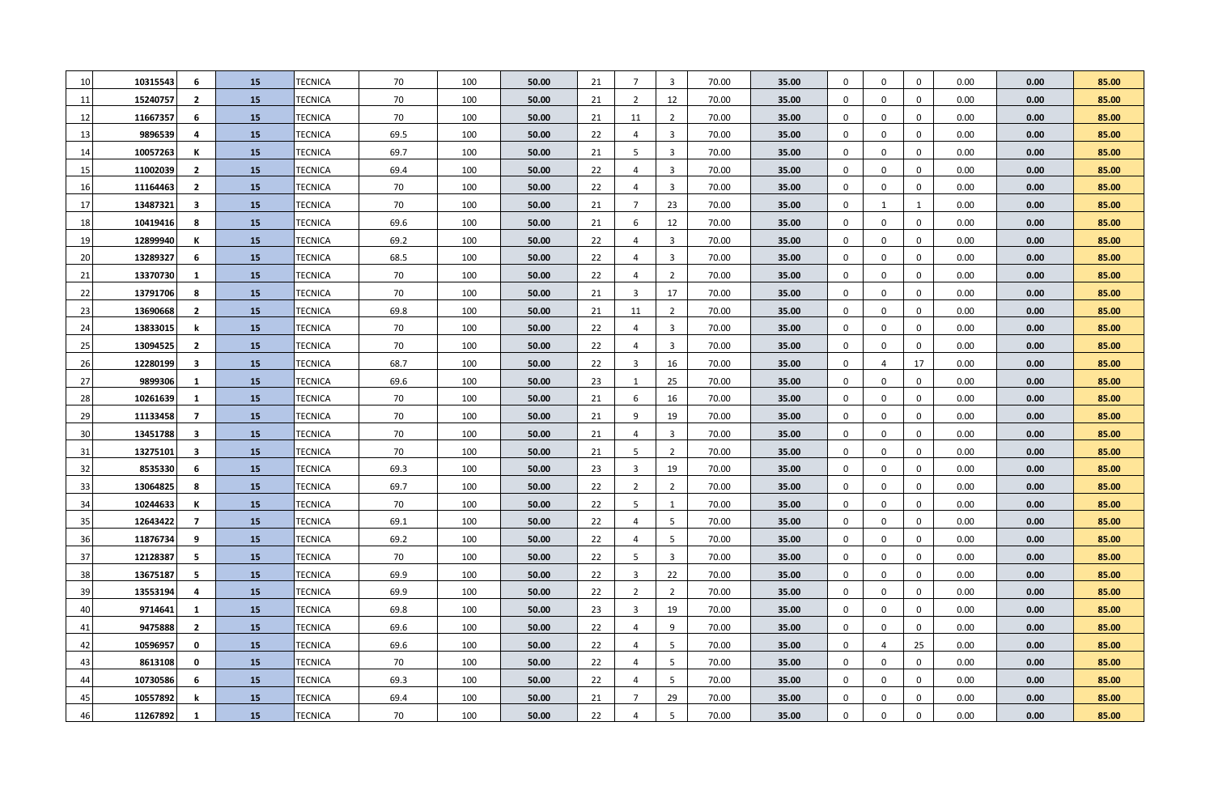| | | | | | | | | | | | | | | | | | | | |
|---|---|---|---|---|---|---|---|---|---|---|---|---|---|---|---|---|---|---|---|
| 10 | 10315543 | 6 | 15 | TECNICA | 70 | 100 | 50.00 | 21 | 7 | 3 | 70.00 | 35.00 | 0 | 0 | 0 | 0.00 | 0.00 | 85.00 |
| 11 | 15240757 | 2 | 15 | TECNICA | 70 | 100 | 50.00 | 21 | 2 | 12 | 70.00 | 35.00 | 0 | 0 | 0 | 0.00 | 0.00 | 85.00 |
| 12 | 11667357 | 6 | 15 | TECNICA | 70 | 100 | 50.00 | 21 | 11 | 2 | 70.00 | 35.00 | 0 | 0 | 0 | 0.00 | 0.00 | 85.00 |
| 13 | 9896539 | 4 | 15 | TECNICA | 69.5 | 100 | 50.00 | 22 | 4 | 3 | 70.00 | 35.00 | 0 | 0 | 0 | 0.00 | 0.00 | 85.00 |
| 14 | 10057263 | K | 15 | TECNICA | 69.7 | 100 | 50.00 | 21 | 5 | 3 | 70.00 | 35.00 | 0 | 0 | 0 | 0.00 | 0.00 | 85.00 |
| 15 | 11002039 | 2 | 15 | TECNICA | 69.4 | 100 | 50.00 | 22 | 4 | 3 | 70.00 | 35.00 | 0 | 0 | 0 | 0.00 | 0.00 | 85.00 |
| 16 | 11164463 | 2 | 15 | TECNICA | 70 | 100 | 50.00 | 22 | 4 | 3 | 70.00 | 35.00 | 0 | 0 | 0 | 0.00 | 0.00 | 85.00 |
| 17 | 13487321 | 3 | 15 | TECNICA | 70 | 100 | 50.00 | 21 | 7 | 23 | 70.00 | 35.00 | 0 | 1 | 1 | 0.00 | 0.00 | 85.00 |
| 18 | 10419416 | 8 | 15 | TECNICA | 69.6 | 100 | 50.00 | 21 | 6 | 12 | 70.00 | 35.00 | 0 | 0 | 0 | 0.00 | 0.00 | 85.00 |
| 19 | 12899940 | K | 15 | TECNICA | 69.2 | 100 | 50.00 | 22 | 4 | 3 | 70.00 | 35.00 | 0 | 0 | 0 | 0.00 | 0.00 | 85.00 |
| 20 | 13289327 | 6 | 15 | TECNICA | 68.5 | 100 | 50.00 | 22 | 4 | 3 | 70.00 | 35.00 | 0 | 0 | 0 | 0.00 | 0.00 | 85.00 |
| 21 | 13370730 | 1 | 15 | TECNICA | 70 | 100 | 50.00 | 22 | 4 | 2 | 70.00 | 35.00 | 0 | 0 | 0 | 0.00 | 0.00 | 85.00 |
| 22 | 13791706 | 8 | 15 | TECNICA | 70 | 100 | 50.00 | 21 | 3 | 17 | 70.00 | 35.00 | 0 | 0 | 0 | 0.00 | 0.00 | 85.00 |
| 23 | 13690668 | 2 | 15 | TECNICA | 69.8 | 100 | 50.00 | 21 | 11 | 2 | 70.00 | 35.00 | 0 | 0 | 0 | 0.00 | 0.00 | 85.00 |
| 24 | 13833015 | k | 15 | TECNICA | 70 | 100 | 50.00 | 22 | 4 | 3 | 70.00 | 35.00 | 0 | 0 | 0 | 0.00 | 0.00 | 85.00 |
| 25 | 13094525 | 2 | 15 | TECNICA | 70 | 100 | 50.00 | 22 | 4 | 3 | 70.00 | 35.00 | 0 | 0 | 0 | 0.00 | 0.00 | 85.00 |
| 26 | 12280199 | 3 | 15 | TECNICA | 68.7 | 100 | 50.00 | 22 | 3 | 16 | 70.00 | 35.00 | 0 | 4 | 17 | 0.00 | 0.00 | 85.00 |
| 27 | 9899306 | 1 | 15 | TECNICA | 69.6 | 100 | 50.00 | 23 | 1 | 25 | 70.00 | 35.00 | 0 | 0 | 0 | 0.00 | 0.00 | 85.00 |
| 28 | 10261639 | 1 | 15 | TECNICA | 70 | 100 | 50.00 | 21 | 6 | 16 | 70.00 | 35.00 | 0 | 0 | 0 | 0.00 | 0.00 | 85.00 |
| 29 | 11133458 | 7 | 15 | TECNICA | 70 | 100 | 50.00 | 21 | 9 | 19 | 70.00 | 35.00 | 0 | 0 | 0 | 0.00 | 0.00 | 85.00 |
| 30 | 13451788 | 3 | 15 | TECNICA | 70 | 100 | 50.00 | 21 | 4 | 3 | 70.00 | 35.00 | 0 | 0 | 0 | 0.00 | 0.00 | 85.00 |
| 31 | 13275101 | 3 | 15 | TECNICA | 70 | 100 | 50.00 | 21 | 5 | 2 | 70.00 | 35.00 | 0 | 0 | 0 | 0.00 | 0.00 | 85.00 |
| 32 | 8535330 | 6 | 15 | TECNICA | 69.3 | 100 | 50.00 | 23 | 3 | 19 | 70.00 | 35.00 | 0 | 0 | 0 | 0.00 | 0.00 | 85.00 |
| 33 | 13064825 | 8 | 15 | TECNICA | 69.7 | 100 | 50.00 | 22 | 2 | 2 | 70.00 | 35.00 | 0 | 0 | 0 | 0.00 | 0.00 | 85.00 |
| 34 | 10244633 | K | 15 | TECNICA | 70 | 100 | 50.00 | 22 | 5 | 1 | 70.00 | 35.00 | 0 | 0 | 0 | 0.00 | 0.00 | 85.00 |
| 35 | 12643422 | 7 | 15 | TECNICA | 69.1 | 100 | 50.00 | 22 | 4 | 5 | 70.00 | 35.00 | 0 | 0 | 0 | 0.00 | 0.00 | 85.00 |
| 36 | 11876734 | 9 | 15 | TECNICA | 69.2 | 100 | 50.00 | 22 | 4 | 5 | 70.00 | 35.00 | 0 | 0 | 0 | 0.00 | 0.00 | 85.00 |
| 37 | 12128387 | 5 | 15 | TECNICA | 70 | 100 | 50.00 | 22 | 5 | 3 | 70.00 | 35.00 | 0 | 0 | 0 | 0.00 | 0.00 | 85.00 |
| 38 | 13675187 | 5 | 15 | TECNICA | 69.9 | 100 | 50.00 | 22 | 3 | 22 | 70.00 | 35.00 | 0 | 0 | 0 | 0.00 | 0.00 | 85.00 |
| 39 | 13553194 | 4 | 15 | TECNICA | 69.9 | 100 | 50.00 | 22 | 2 | 2 | 70.00 | 35.00 | 0 | 0 | 0 | 0.00 | 0.00 | 85.00 |
| 40 | 9714641 | 1 | 15 | TECNICA | 69.8 | 100 | 50.00 | 23 | 3 | 19 | 70.00 | 35.00 | 0 | 0 | 0 | 0.00 | 0.00 | 85.00 |
| 41 | 9475888 | 2 | 15 | TECNICA | 69.6 | 100 | 50.00 | 22 | 4 | 9 | 70.00 | 35.00 | 0 | 0 | 0 | 0.00 | 0.00 | 85.00 |
| 42 | 10596957 | 0 | 15 | TECNICA | 69.6 | 100 | 50.00 | 22 | 4 | 5 | 70.00 | 35.00 | 0 | 4 | 25 | 0.00 | 0.00 | 85.00 |
| 43 | 8613108 | 0 | 15 | TECNICA | 70 | 100 | 50.00 | 22 | 4 | 5 | 70.00 | 35.00 | 0 | 0 | 0 | 0.00 | 0.00 | 85.00 |
| 44 | 10730586 | 6 | 15 | TECNICA | 69.3 | 100 | 50.00 | 22 | 4 | 5 | 70.00 | 35.00 | 0 | 0 | 0 | 0.00 | 0.00 | 85.00 |
| 45 | 10557892 | k | 15 | TECNICA | 69.4 | 100 | 50.00 | 21 | 7 | 29 | 70.00 | 35.00 | 0 | 0 | 0 | 0.00 | 0.00 | 85.00 |
| 46 | 11267892 | 1 | 15 | TECNICA | 70 | 100 | 50.00 | 22 | 4 | 5 | 70.00 | 35.00 | 0 | 0 | 0 | 0.00 | 0.00 | 85.00 |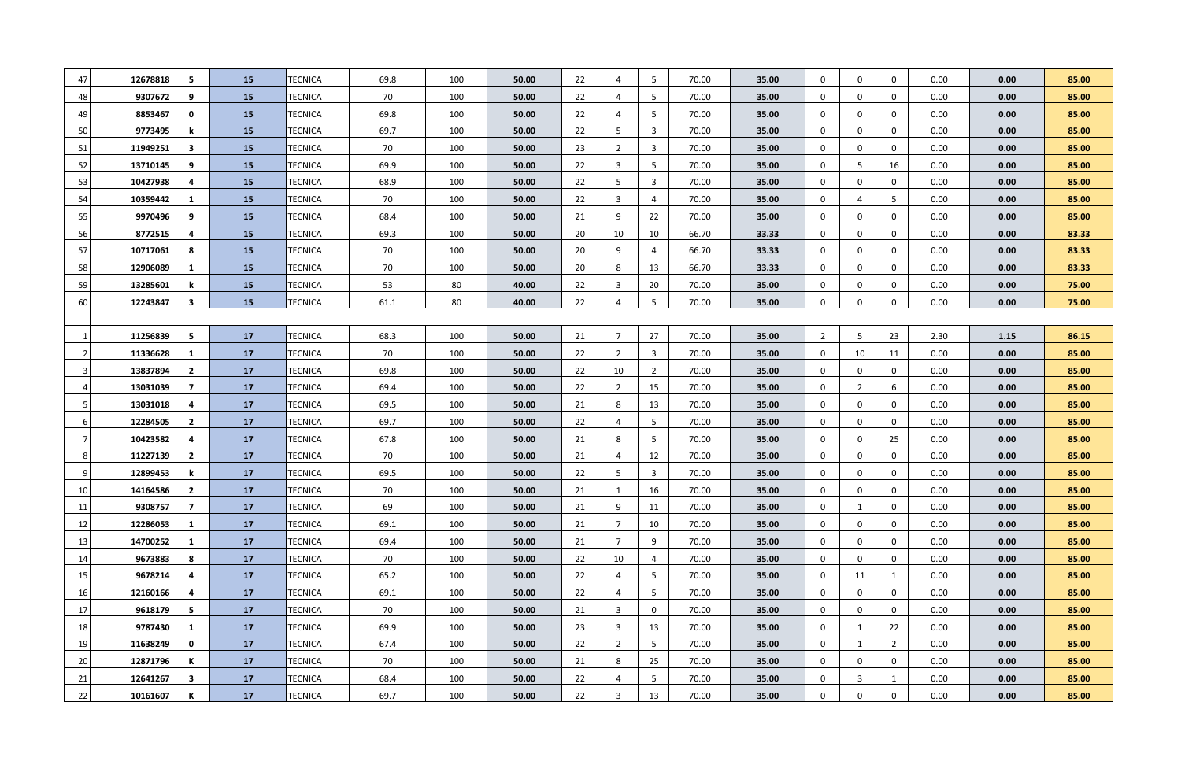| | | | | | | | | | | | | | | | | | | | |
|---|---|---|---|---|---|---|---|---|---|---|---|---|---|---|---|---|---|---|---|
| 47 | 12678818 | 5 | 15 | TECNICA | 69.8 | 100 | 50.00 | 22 | 4 | 5 | 70.00 | 35.00 | 0 | 0 | 0 | 0.00 | 0.00 | 85.00 |
| 48 | 9307672 | 9 | 15 | TECNICA | 70 | 100 | 50.00 | 22 | 4 | 5 | 70.00 | 35.00 | 0 | 0 | 0 | 0.00 | 0.00 | 85.00 |
| 49 | 8853467 | 0 | 15 | TECNICA | 69.8 | 100 | 50.00 | 22 | 4 | 5 | 70.00 | 35.00 | 0 | 0 | 0 | 0.00 | 0.00 | 85.00 |
| 50 | 9773495 | k | 15 | TECNICA | 69.7 | 100 | 50.00 | 22 | 5 | 3 | 70.00 | 35.00 | 0 | 0 | 0 | 0.00 | 0.00 | 85.00 |
| 51 | 11949251 | 3 | 15 | TECNICA | 70 | 100 | 50.00 | 23 | 2 | 3 | 70.00 | 35.00 | 0 | 0 | 0 | 0.00 | 0.00 | 85.00 |
| 52 | 13710145 | 9 | 15 | TECNICA | 69.9 | 100 | 50.00 | 22 | 3 | 5 | 70.00 | 35.00 | 0 | 5 | 16 | 0.00 | 0.00 | 85.00 |
| 53 | 10427938 | 4 | 15 | TECNICA | 68.9 | 100 | 50.00 | 22 | 5 | 3 | 70.00 | 35.00 | 0 | 0 | 0 | 0.00 | 0.00 | 85.00 |
| 54 | 10359442 | 1 | 15 | TECNICA | 70 | 100 | 50.00 | 22 | 3 | 4 | 70.00 | 35.00 | 0 | 4 | 5 | 0.00 | 0.00 | 85.00 |
| 55 | 9970496 | 9 | 15 | TECNICA | 68.4 | 100 | 50.00 | 21 | 9 | 22 | 70.00 | 35.00 | 0 | 0 | 0 | 0.00 | 0.00 | 85.00 |
| 56 | 8772515 | 4 | 15 | TECNICA | 69.3 | 100 | 50.00 | 20 | 10 | 10 | 66.70 | 33.33 | 0 | 0 | 0 | 0.00 | 0.00 | 83.33 |
| 57 | 10717061 | 8 | 15 | TECNICA | 70 | 100 | 50.00 | 20 | 9 | 4 | 66.70 | 33.33 | 0 | 0 | 0 | 0.00 | 0.00 | 83.33 |
| 58 | 12906089 | 1 | 15 | TECNICA | 70 | 100 | 50.00 | 20 | 8 | 13 | 66.70 | 33.33 | 0 | 0 | 0 | 0.00 | 0.00 | 83.33 |
| 59 | 13285601 | k | 15 | TECNICA | 53 | 80 | 40.00 | 22 | 3 | 20 | 70.00 | 35.00 | 0 | 0 | 0 | 0.00 | 0.00 | 75.00 |
| 60 | 12243847 | 3 | 15 | TECNICA | 61.1 | 80 | 40.00 | 22 | 4 | 5 | 70.00 | 35.00 | 0 | 0 | 0 | 0.00 | 0.00 | 75.00 |
| | | | | | | | | | | | | | | | | | | |
| 1 | 11256839 | 5 | 17 | TECNICA | 68.3 | 100 | 50.00 | 21 | 7 | 27 | 70.00 | 35.00 | 2 | 5 | 23 | 2.30 | 1.15 | 86.15 |
| 2 | 11336628 | 1 | 17 | TECNICA | 70 | 100 | 50.00 | 22 | 2 | 3 | 70.00 | 35.00 | 0 | 10 | 11 | 0.00 | 0.00 | 85.00 |
| 3 | 13837894 | 2 | 17 | TECNICA | 69.8 | 100 | 50.00 | 22 | 10 | 2 | 70.00 | 35.00 | 0 | 0 | 0 | 0.00 | 0.00 | 85.00 |
| 4 | 13031039 | 7 | 17 | TECNICA | 69.4 | 100 | 50.00 | 22 | 2 | 15 | 70.00 | 35.00 | 0 | 2 | 6 | 0.00 | 0.00 | 85.00 |
| 5 | 13031018 | 4 | 17 | TECNICA | 69.5 | 100 | 50.00 | 21 | 8 | 13 | 70.00 | 35.00 | 0 | 0 | 0 | 0.00 | 0.00 | 85.00 |
| 6 | 12284505 | 2 | 17 | TECNICA | 69.7 | 100 | 50.00 | 22 | 4 | 5 | 70.00 | 35.00 | 0 | 0 | 0 | 0.00 | 0.00 | 85.00 |
| 7 | 10423582 | 4 | 17 | TECNICA | 67.8 | 100 | 50.00 | 21 | 8 | 5 | 70.00 | 35.00 | 0 | 0 | 25 | 0.00 | 0.00 | 85.00 |
| 8 | 11227139 | 2 | 17 | TECNICA | 70 | 100 | 50.00 | 21 | 4 | 12 | 70.00 | 35.00 | 0 | 0 | 0 | 0.00 | 0.00 | 85.00 |
| 9 | 12899453 | k | 17 | TECNICA | 69.5 | 100 | 50.00 | 22 | 5 | 3 | 70.00 | 35.00 | 0 | 0 | 0 | 0.00 | 0.00 | 85.00 |
| 10 | 14164586 | 2 | 17 | TECNICA | 70 | 100 | 50.00 | 21 | 1 | 16 | 70.00 | 35.00 | 0 | 0 | 0 | 0.00 | 0.00 | 85.00 |
| 11 | 9308757 | 7 | 17 | TECNICA | 69 | 100 | 50.00 | 21 | 9 | 11 | 70.00 | 35.00 | 0 | 1 | 0 | 0.00 | 0.00 | 85.00 |
| 12 | 12286053 | 1 | 17 | TECNICA | 69.1 | 100 | 50.00 | 21 | 7 | 10 | 70.00 | 35.00 | 0 | 0 | 0 | 0.00 | 0.00 | 85.00 |
| 13 | 14700252 | 1 | 17 | TECNICA | 69.4 | 100 | 50.00 | 21 | 7 | 9 | 70.00 | 35.00 | 0 | 0 | 0 | 0.00 | 0.00 | 85.00 |
| 14 | 9673883 | 8 | 17 | TECNICA | 70 | 100 | 50.00 | 22 | 10 | 4 | 70.00 | 35.00 | 0 | 0 | 0 | 0.00 | 0.00 | 85.00 |
| 15 | 9678214 | 4 | 17 | TECNICA | 65.2 | 100 | 50.00 | 22 | 4 | 5 | 70.00 | 35.00 | 0 | 11 | 1 | 0.00 | 0.00 | 85.00 |
| 16 | 12160166 | 4 | 17 | TECNICA | 69.1 | 100 | 50.00 | 22 | 4 | 5 | 70.00 | 35.00 | 0 | 0 | 0 | 0.00 | 0.00 | 85.00 |
| 17 | 9618179 | 5 | 17 | TECNICA | 70 | 100 | 50.00 | 21 | 3 | 0 | 70.00 | 35.00 | 0 | 0 | 0 | 0.00 | 0.00 | 85.00 |
| 18 | 9787430 | 1 | 17 | TECNICA | 69.9 | 100 | 50.00 | 23 | 3 | 13 | 70.00 | 35.00 | 0 | 1 | 22 | 0.00 | 0.00 | 85.00 |
| 19 | 11638249 | 0 | 17 | TECNICA | 67.4 | 100 | 50.00 | 22 | 2 | 5 | 70.00 | 35.00 | 0 | 1 | 2 | 0.00 | 0.00 | 85.00 |
| 20 | 12871796 | K | 17 | TECNICA | 70 | 100 | 50.00 | 21 | 8 | 25 | 70.00 | 35.00 | 0 | 0 | 0 | 0.00 | 0.00 | 85.00 |
| 21 | 12641267 | 3 | 17 | TECNICA | 68.4 | 100 | 50.00 | 22 | 4 | 5 | 70.00 | 35.00 | 0 | 3 | 1 | 0.00 | 0.00 | 85.00 |
| 22 | 10161607 | K | 17 | TECNICA | 69.7 | 100 | 50.00 | 22 | 3 | 13 | 70.00 | 35.00 | 0 | 0 | 0 | 0.00 | 0.00 | 85.00 |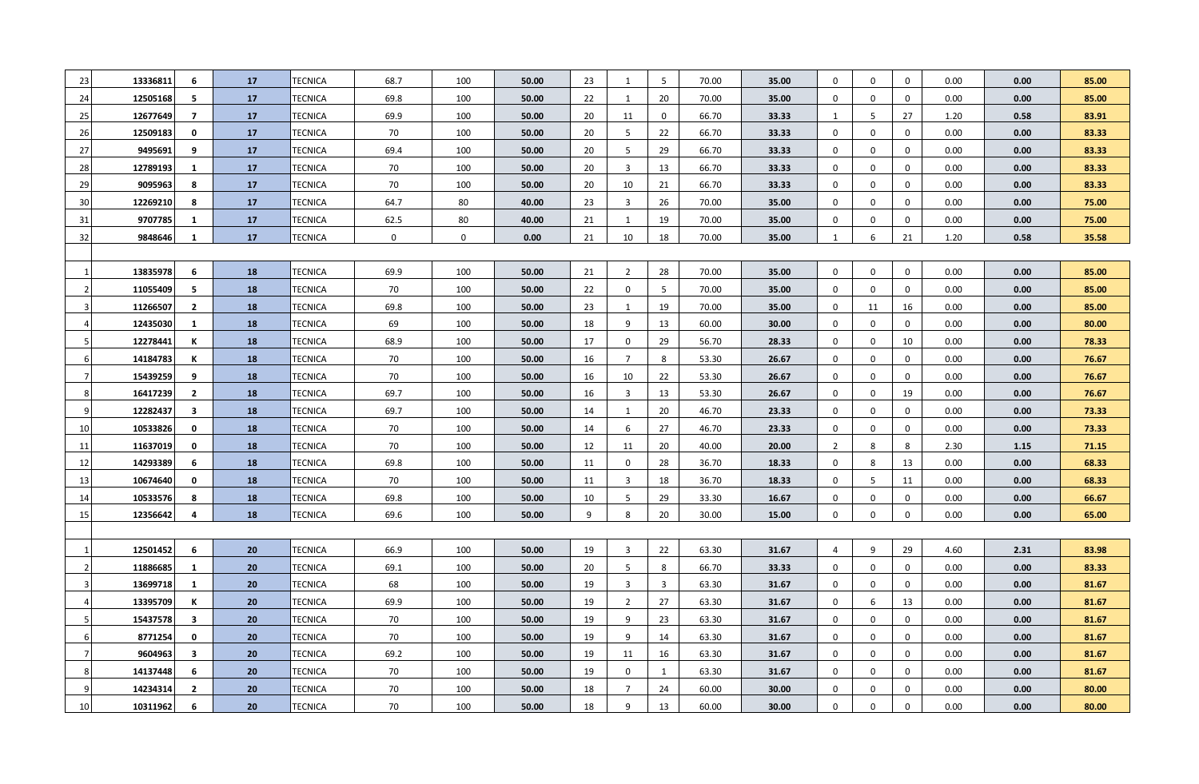| | | | | | | | | | | | | | | | | | | |
|---|---|---|---|---|---|---|---|---|---|---|---|---|---|---|---|---|---|---|
| 23 | **13336811** | **6** | **17** | TECNICA | 68.7 | 100 | **50.00** | 23 | 1 | 5 | 70.00 | **35.00** | 0 | 0 | 0 | 0.00 | **0.00** | **85.00** |
| 24 | **12505168** | **5** | **17** | TECNICA | 69.8 | 100 | **50.00** | 22 | 1 | 20 | 70.00 | **35.00** | 0 | 0 | 0 | 0.00 | **0.00** | **85.00** |
| 25 | **12677649** | **7** | **17** | TECNICA | 69.9 | 100 | **50.00** | 20 | 11 | 0 | 66.70 | **33.33** | 1 | 5 | 27 | 1.20 | **0.58** | **83.91** |
| 26 | **12509183** | **0** | **17** | TECNICA | 70 | 100 | **50.00** | 20 | 5 | 22 | 66.70 | **33.33** | 0 | 0 | 0 | 0.00 | **0.00** | **83.33** |
| 27 | **9495691** | **9** | **17** | TECNICA | 69.4 | 100 | **50.00** | 20 | 5 | 29 | 66.70 | **33.33** | 0 | 0 | 0 | 0.00 | **0.00** | **83.33** |
| 28 | **12789193** | **1** | **17** | TECNICA | 70 | 100 | **50.00** | 20 | 3 | 13 | 66.70 | **33.33** | 0 | 0 | 0 | 0.00 | **0.00** | **83.33** |
| 29 | **9095963** | **8** | **17** | TECNICA | 70 | 100 | **50.00** | 20 | 10 | 21 | 66.70 | **33.33** | 0 | 0 | 0 | 0.00 | **0.00** | **83.33** |
| 30 | **12269210** | **8** | **17** | TECNICA | 64.7 | 80 | **40.00** | 23 | 3 | 26 | 70.00 | **35.00** | 0 | 0 | 0 | 0.00 | **0.00** | **75.00** |
| 31 | **9707785** | **1** | **17** | TECNICA | 62.5 | 80 | **40.00** | 21 | 1 | 19 | 70.00 | **35.00** | 0 | 0 | 0 | 0.00 | **0.00** | **75.00** |
| 32 | **9848646** | **1** | **17** | TECNICA | 0 | 0 | **0.00** | 21 | 10 | 18 | 70.00 | **35.00** | 1 | 6 | 21 | 1.20 | **0.58** | **35.58** |
| | | | | | | | | | | | | | | | | | | |
| 1 | **13835978** | **6** | **18** | TECNICA | 69.9 | 100 | **50.00** | 21 | 2 | 28 | 70.00 | **35.00** | 0 | 0 | 0 | 0.00 | **0.00** | **85.00** |
| 2 | **11055409** | **5** | **18** | TECNICA | 70 | 100 | **50.00** | 22 | 0 | 5 | 70.00 | **35.00** | 0 | 0 | 0 | 0.00 | **0.00** | **85.00** |
| 3 | **11266507** | **2** | **18** | TECNICA | 69.8 | 100 | **50.00** | 23 | 1 | 19 | 70.00 | **35.00** | 0 | 11 | 16 | 0.00 | **0.00** | **85.00** |
| 4 | **12435030** | **1** | **18** | TECNICA | 69 | 100 | **50.00** | 18 | 9 | 13 | 60.00 | **30.00** | 0 | 0 | 0 | 0.00 | **0.00** | **80.00** |
| 5 | **12278441** | **K** | **18** | TECNICA | 68.9 | 100 | **50.00** | 17 | 0 | 29 | 56.70 | **28.33** | 0 | 0 | 10 | 0.00 | **0.00** | **78.33** |
| 6 | **14184783** | **K** | **18** | TECNICA | 70 | 100 | **50.00** | 16 | 7 | 8 | 53.30 | **26.67** | 0 | 0 | 0 | 0.00 | **0.00** | **76.67** |
| 7 | **15439259** | **9** | **18** | TECNICA | 70 | 100 | **50.00** | 16 | 10 | 22 | 53.30 | **26.67** | 0 | 0 | 0 | 0.00 | **0.00** | **76.67** |
| 8 | **16417239** | **2** | **18** | TECNICA | 69.7 | 100 | **50.00** | 16 | 3 | 13 | 53.30 | **26.67** | 0 | 0 | 19 | 0.00 | **0.00** | **76.67** |
| 9 | **12282437** | **3** | **18** | TECNICA | 69.7 | 100 | **50.00** | 14 | 1 | 20 | 46.70 | **23.33** | 0 | 0 | 0 | 0.00 | **0.00** | **73.33** |
| 10 | **10533826** | **0** | **18** | TECNICA | 70 | 100 | **50.00** | 14 | 6 | 27 | 46.70 | **23.33** | 0 | 0 | 0 | 0.00 | **0.00** | **73.33** |
| 11 | **11637019** | **0** | **18** | TECNICA | 70 | 100 | **50.00** | 12 | 11 | 20 | 40.00 | **20.00** | 2 | 8 | 8 | 2.30 | **1.15** | **71.15** |
| 12 | **14293389** | **6** | **18** | TECNICA | 69.8 | 100 | **50.00** | 11 | 0 | 28 | 36.70 | **18.33** | 0 | 8 | 13 | 0.00 | **0.00** | **68.33** |
| 13 | **10674640** | **0** | **18** | TECNICA | 70 | 100 | **50.00** | 11 | 3 | 18 | 36.70 | **18.33** | 0 | 5 | 11 | 0.00 | **0.00** | **68.33** |
| 14 | **10533576** | **8** | **18** | TECNICA | 69.8 | 100 | **50.00** | 10 | 5 | 29 | 33.30 | **16.67** | 0 | 0 | 0 | 0.00 | **0.00** | **66.67** |
| 15 | **12356642** | **4** | **18** | TECNICA | 69.6 | 100 | **50.00** | 9 | 8 | 20 | 30.00 | **15.00** | 0 | 0 | 0 | 0.00 | **0.00** | **65.00** |
| | | | | | | | | | | | | | | | | | | |
| 1 | **12501452** | **6** | **20** | TECNICA | 66.9 | 100 | **50.00** | 19 | 3 | 22 | 63.30 | **31.67** | 4 | 9 | 29 | 4.60 | **2.31** | **83.98** |
| 2 | **11886685** | **1** | **20** | TECNICA | 69.1 | 100 | **50.00** | 20 | 5 | 8 | 66.70 | **33.33** | 0 | 0 | 0 | 0.00 | **0.00** | **83.33** |
| 3 | **13699718** | **1** | **20** | TECNICA | 68 | 100 | **50.00** | 19 | 3 | 3 | 63.30 | **31.67** | 0 | 0 | 0 | 0.00 | **0.00** | **81.67** |
| 4 | **13395709** | **K** | **20** | TECNICA | 69.9 | 100 | **50.00** | 19 | 2 | 27 | 63.30 | **31.67** | 0 | 6 | 13 | 0.00 | **0.00** | **81.67** |
| 5 | **15437578** | **3** | **20** | TECNICA | 70 | 100 | **50.00** | 19 | 9 | 23 | 63.30 | **31.67** | 0 | 0 | 0 | 0.00 | **0.00** | **81.67** |
| 6 | **8771254** | **0** | **20** | TECNICA | 70 | 100 | **50.00** | 19 | 9 | 14 | 63.30 | **31.67** | 0 | 0 | 0 | 0.00 | **0.00** | **81.67** |
| 7 | **9604963** | **3** | **20** | TECNICA | 69.2 | 100 | **50.00** | 19 | 11 | 16 | 63.30 | **31.67** | 0 | 0 | 0 | 0.00 | **0.00** | **81.67** |
| 8 | **14137448** | **6** | **20** | TECNICA | 70 | 100 | **50.00** | 19 | 0 | 1 | 63.30 | **31.67** | 0 | 0 | 0 | 0.00 | **0.00** | **81.67** |
| 9 | **14234314** | **2** | **20** | TECNICA | 70 | 100 | **50.00** | 18 | 7 | 24 | 60.00 | **30.00** | 0 | 0 | 0 | 0.00 | **0.00** | **80.00** |
| 10 | **10311962** | **6** | **20** | TECNICA | 70 | 100 | **50.00** | 18 | 9 | 13 | 60.00 | **30.00** | 0 | 0 | 0 | 0.00 | **0.00** | **80.00** |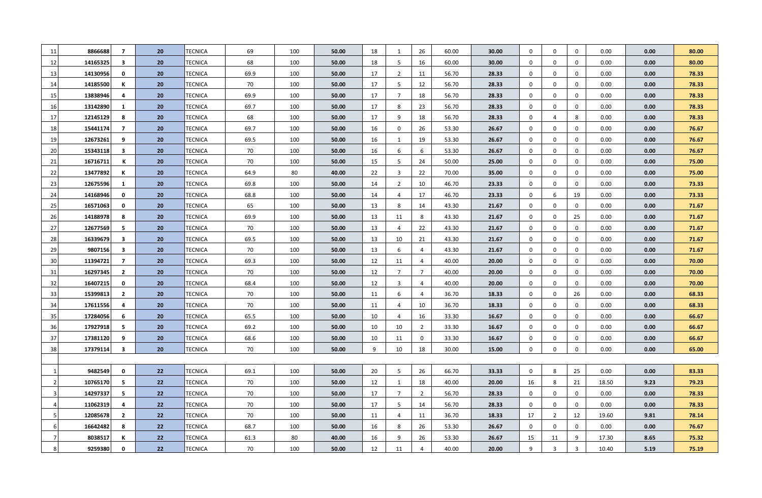| | | | | | | | | | | | | | | | | | | |
|---|---|---|---|---|---|---|---|---|---|---|---|---|---|---|---|---|---|---|
| 11 | 8866688 | 7 | 20 | TECNICA | 69 | 100 | 50.00 | 18 | 1 | 26 | 60.00 | 30.00 | 0 | 0 | 0 | 0.00 | 0.00 | 80.00 |
| 12 | 14165325 | 3 | 20 | TECNICA | 68 | 100 | 50.00 | 18 | 5 | 16 | 60.00 | 30.00 | 0 | 0 | 0 | 0.00 | 0.00 | 80.00 |
| 13 | 14130956 | 0 | 20 | TECNICA | 69.9 | 100 | 50.00 | 17 | 2 | 11 | 56.70 | 28.33 | 0 | 0 | 0 | 0.00 | 0.00 | 78.33 |
| 14 | 14185500 | K | 20 | TECNICA | 70 | 100 | 50.00 | 17 | 5 | 12 | 56.70 | 28.33 | 0 | 0 | 0 | 0.00 | 0.00 | 78.33 |
| 15 | 13838946 | 4 | 20 | TECNICA | 69.9 | 100 | 50.00 | 17 | 7 | 18 | 56.70 | 28.33 | 0 | 0 | 0 | 0.00 | 0.00 | 78.33 |
| 16 | 13142890 | 1 | 20 | TECNICA | 69.7 | 100 | 50.00 | 17 | 8 | 23 | 56.70 | 28.33 | 0 | 0 | 0 | 0.00 | 0.00 | 78.33 |
| 17 | 12145129 | 8 | 20 | TECNICA | 68 | 100 | 50.00 | 17 | 9 | 18 | 56.70 | 28.33 | 0 | 4 | 8 | 0.00 | 0.00 | 78.33 |
| 18 | 15441174 | 7 | 20 | TECNICA | 69.7 | 100 | 50.00 | 16 | 0 | 26 | 53.30 | 26.67 | 0 | 0 | 0 | 0.00 | 0.00 | 76.67 |
| 19 | 12673261 | 9 | 20 | TECNICA | 69.5 | 100 | 50.00 | 16 | 1 | 19 | 53.30 | 26.67 | 0 | 0 | 0 | 0.00 | 0.00 | 76.67 |
| 20 | 15343118 | 3 | 20 | TECNICA | 70 | 100 | 50.00 | 16 | 6 | 6 | 53.30 | 26.67 | 0 | 0 | 0 | 0.00 | 0.00 | 76.67 |
| 21 | 16716711 | K | 20 | TECNICA | 70 | 100 | 50.00 | 15 | 5 | 24 | 50.00 | 25.00 | 0 | 0 | 0 | 0.00 | 0.00 | 75.00 |
| 22 | 13477892 | K | 20 | TECNICA | 64.9 | 80 | 40.00 | 22 | 3 | 22 | 70.00 | 35.00 | 0 | 0 | 0 | 0.00 | 0.00 | 75.00 |
| 23 | 12675596 | 1 | 20 | TECNICA | 69.8 | 100 | 50.00 | 14 | 2 | 10 | 46.70 | 23.33 | 0 | 0 | 0 | 0.00 | 0.00 | 73.33 |
| 24 | 14168946 | 0 | 20 | TECNICA | 68.8 | 100 | 50.00 | 14 | 4 | 17 | 46.70 | 23.33 | 0 | 6 | 19 | 0.00 | 0.00 | 73.33 |
| 25 | 16571063 | 0 | 20 | TECNICA | 65 | 100 | 50.00 | 13 | 8 | 14 | 43.30 | 21.67 | 0 | 0 | 0 | 0.00 | 0.00 | 71.67 |
| 26 | 14188978 | 8 | 20 | TECNICA | 69.9 | 100 | 50.00 | 13 | 11 | 8 | 43.30 | 21.67 | 0 | 0 | 25 | 0.00 | 0.00 | 71.67 |
| 27 | 12677569 | 5 | 20 | TECNICA | 70 | 100 | 50.00 | 13 | 4 | 22 | 43.30 | 21.67 | 0 | 0 | 0 | 0.00 | 0.00 | 71.67 |
| 28 | 16339679 | 3 | 20 | TECNICA | 69.5 | 100 | 50.00 | 13 | 10 | 21 | 43.30 | 21.67 | 0 | 0 | 0 | 0.00 | 0.00 | 71.67 |
| 29 | 9807156 | 3 | 20 | TECNICA | 70 | 100 | 50.00 | 13 | 6 | 4 | 43.30 | 21.67 | 0 | 0 | 0 | 0.00 | 0.00 | 71.67 |
| 30 | 11394721 | 7 | 20 | TECNICA | 69.3 | 100 | 50.00 | 12 | 11 | 4 | 40.00 | 20.00 | 0 | 0 | 0 | 0.00 | 0.00 | 70.00 |
| 31 | 16297345 | 2 | 20 | TECNICA | 70 | 100 | 50.00 | 12 | 7 | 7 | 40.00 | 20.00 | 0 | 0 | 0 | 0.00 | 0.00 | 70.00 |
| 32 | 16407215 | 0 | 20 | TECNICA | 68.4 | 100 | 50.00 | 12 | 3 | 4 | 40.00 | 20.00 | 0 | 0 | 0 | 0.00 | 0.00 | 70.00 |
| 33 | 15399813 | 2 | 20 | TECNICA | 70 | 100 | 50.00 | 11 | 6 | 4 | 36.70 | 18.33 | 0 | 0 | 26 | 0.00 | 0.00 | 68.33 |
| 34 | 17611556 | 4 | 20 | TECNICA | 70 | 100 | 50.00 | 11 | 4 | 10 | 36.70 | 18.33 | 0 | 0 | 0 | 0.00 | 0.00 | 68.33 |
| 35 | 17284056 | 6 | 20 | TECNICA | 65.5 | 100 | 50.00 | 10 | 4 | 16 | 33.30 | 16.67 | 0 | 0 | 0 | 0.00 | 0.00 | 66.67 |
| 36 | 17927918 | 5 | 20 | TECNICA | 69.2 | 100 | 50.00 | 10 | 10 | 2 | 33.30 | 16.67 | 0 | 0 | 0 | 0.00 | 0.00 | 66.67 |
| 37 | 17381120 | 9 | 20 | TECNICA | 68.6 | 100 | 50.00 | 10 | 11 | 0 | 33.30 | 16.67 | 0 | 0 | 0 | 0.00 | 0.00 | 66.67 |
| 38 | 17379114 | 3 | 20 | TECNICA | 70 | 100 | 50.00 | 9 | 10 | 18 | 30.00 | 15.00 | 0 | 0 | 0 | 0.00 | 0.00 | 65.00 |

| | | | | | | | | | | | | | | | | | | |
|---|---|---|---|---|---|---|---|---|---|---|---|---|---|---|---|---|---|---|
| 1 | 9482549 | 0 | 22 | TECNICA | 69.1 | 100 | 50.00 | 20 | 5 | 26 | 66.70 | 33.33 | 0 | 8 | 25 | 0.00 | 0.00 | 83.33 |
| 2 | 10765170 | 5 | 22 | TECNICA | 70 | 100 | 50.00 | 12 | 1 | 18 | 40.00 | 20.00 | 16 | 8 | 21 | 18.50 | 9.23 | 79.23 |
| 3 | 14297337 | 5 | 22 | TECNICA | 70 | 100 | 50.00 | 17 | 7 | 2 | 56.70 | 28.33 | 0 | 0 | 0 | 0.00 | 0.00 | 78.33 |
| 4 | 11062319 | 4 | 22 | TECNICA | 70 | 100 | 50.00 | 17 | 5 | 14 | 56.70 | 28.33 | 0 | 0 | 0 | 0.00 | 0.00 | 78.33 |
| 5 | 12085678 | 2 | 22 | TECNICA | 70 | 100 | 50.00 | 11 | 4 | 11 | 36.70 | 18.33 | 17 | 2 | 12 | 19.60 | 9.81 | 78.14 |
| 6 | 16642482 | 8 | 22 | TECNICA | 68.7 | 100 | 50.00 | 16 | 8 | 26 | 53.30 | 26.67 | 0 | 0 | 0 | 0.00 | 0.00 | 76.67 |
| 7 | 8038517 | K | 22 | TECNICA | 61.3 | 80 | 40.00 | 16 | 9 | 26 | 53.30 | 26.67 | 15 | 11 | 9 | 17.30 | 8.65 | 75.32 |
| 8 | 9259380 | 0 | 22 | TECNICA | 70 | 100 | 50.00 | 12 | 11 | 4 | 40.00 | 20.00 | 9 | 3 | 3 | 10.40 | 5.19 | 75.19 |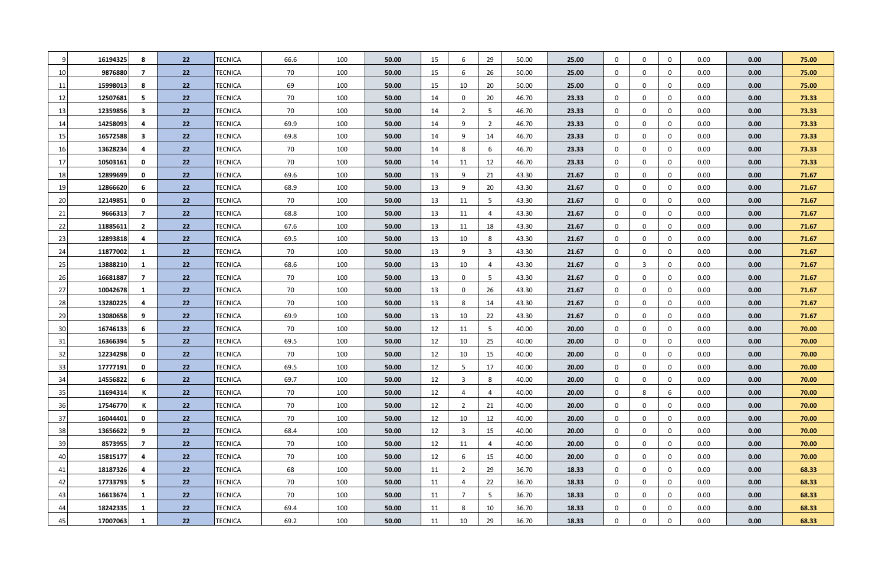| 9 | 16194325 | 8 | 22 | TECNICA | 66.6 | 100 | 50.00 | 15 | 6 | 29 | 50.00 | 25.00 | 0 | 0 | 0 | 0.00 | 0.00 | 75.00 |
|---|---|---|---|---|---|---|---|---|---|---|---|---|---|---|---|---|---|---|
| 10 | 9876880 | 7 | 22 | TECNICA | 70 | 100 | 50.00 | 15 | 6 | 26 | 50.00 | 25.00 | 0 | 0 | 0 | 0.00 | 0.00 | 75.00 |
| 11 | 15998013 | 8 | 22 | TECNICA | 69 | 100 | 50.00 | 15 | 10 | 20 | 50.00 | 25.00 | 0 | 0 | 0 | 0.00 | 0.00 | 75.00 |
| 12 | 12507681 | 5 | 22 | TECNICA | 70 | 100 | 50.00 | 14 | 0 | 20 | 46.70 | 23.33 | 0 | 0 | 0 | 0.00 | 0.00 | 73.33 |
| 13 | 12359856 | 3 | 22 | TECNICA | 70 | 100 | 50.00 | 14 | 2 | 5 | 46.70 | 23.33 | 0 | 0 | 0 | 0.00 | 0.00 | 73.33 |
| 14 | 14258093 | 4 | 22 | TECNICA | 69.9 | 100 | 50.00 | 14 | 9 | 2 | 46.70 | 23.33 | 0 | 0 | 0 | 0.00 | 0.00 | 73.33 |
| 15 | 16572588 | 3 | 22 | TECNICA | 69.8 | 100 | 50.00 | 14 | 9 | 14 | 46.70 | 23.33 | 0 | 0 | 0 | 0.00 | 0.00 | 73.33 |
| 16 | 13628234 | 4 | 22 | TECNICA | 70 | 100 | 50.00 | 14 | 8 | 6 | 46.70 | 23.33 | 0 | 0 | 0 | 0.00 | 0.00 | 73.33 |
| 17 | 10503161 | 0 | 22 | TECNICA | 70 | 100 | 50.00 | 14 | 11 | 12 | 46.70 | 23.33 | 0 | 0 | 0 | 0.00 | 0.00 | 73.33 |
| 18 | 12899699 | 0 | 22 | TECNICA | 69.6 | 100 | 50.00 | 13 | 9 | 21 | 43.30 | 21.67 | 0 | 0 | 0 | 0.00 | 0.00 | 71.67 |
| 19 | 12866620 | 6 | 22 | TECNICA | 68.9 | 100 | 50.00 | 13 | 9 | 20 | 43.30 | 21.67 | 0 | 0 | 0 | 0.00 | 0.00 | 71.67 |
| 20 | 12149851 | 0 | 22 | TECNICA | 70 | 100 | 50.00 | 13 | 11 | 5 | 43.30 | 21.67 | 0 | 0 | 0 | 0.00 | 0.00 | 71.67 |
| 21 | 9666313 | 7 | 22 | TECNICA | 68.8 | 100 | 50.00 | 13 | 11 | 4 | 43.30 | 21.67 | 0 | 0 | 0 | 0.00 | 0.00 | 71.67 |
| 22 | 11885611 | 2 | 22 | TECNICA | 67.6 | 100 | 50.00 | 13 | 11 | 18 | 43.30 | 21.67 | 0 | 0 | 0 | 0.00 | 0.00 | 71.67 |
| 23 | 12893818 | 4 | 22 | TECNICA | 69.5 | 100 | 50.00 | 13 | 10 | 8 | 43.30 | 21.67 | 0 | 0 | 0 | 0.00 | 0.00 | 71.67 |
| 24 | 11877002 | 1 | 22 | TECNICA | 70 | 100 | 50.00 | 13 | 9 | 3 | 43.30 | 21.67 | 0 | 0 | 0 | 0.00 | 0.00 | 71.67 |
| 25 | 13888210 | 1 | 22 | TECNICA | 68.6 | 100 | 50.00 | 13 | 10 | 4 | 43.30 | 21.67 | 0 | 3 | 0 | 0.00 | 0.00 | 71.67 |
| 26 | 16681887 | 7 | 22 | TECNICA | 70 | 100 | 50.00 | 13 | 0 | 5 | 43.30 | 21.67 | 0 | 0 | 0 | 0.00 | 0.00 | 71.67 |
| 27 | 10042678 | 1 | 22 | TECNICA | 70 | 100 | 50.00 | 13 | 0 | 26 | 43.30 | 21.67 | 0 | 0 | 0 | 0.00 | 0.00 | 71.67 |
| 28 | 13280225 | 4 | 22 | TECNICA | 70 | 100 | 50.00 | 13 | 8 | 14 | 43.30 | 21.67 | 0 | 0 | 0 | 0.00 | 0.00 | 71.67 |
| 29 | 13080658 | 9 | 22 | TECNICA | 69.9 | 100 | 50.00 | 13 | 10 | 22 | 43.30 | 21.67 | 0 | 0 | 0 | 0.00 | 0.00 | 71.67 |
| 30 | 16746133 | 6 | 22 | TECNICA | 70 | 100 | 50.00 | 12 | 11 | 5 | 40.00 | 20.00 | 0 | 0 | 0 | 0.00 | 0.00 | 70.00 |
| 31 | 16366394 | 5 | 22 | TECNICA | 69.5 | 100 | 50.00 | 12 | 10 | 25 | 40.00 | 20.00 | 0 | 0 | 0 | 0.00 | 0.00 | 70.00 |
| 32 | 12234298 | 0 | 22 | TECNICA | 70 | 100 | 50.00 | 12 | 10 | 15 | 40.00 | 20.00 | 0 | 0 | 0 | 0.00 | 0.00 | 70.00 |
| 33 | 17777191 | 0 | 22 | TECNICA | 69.5 | 100 | 50.00 | 12 | 5 | 17 | 40.00 | 20.00 | 0 | 0 | 0 | 0.00 | 0.00 | 70.00 |
| 34 | 14556822 | 6 | 22 | TECNICA | 69.7 | 100 | 50.00 | 12 | 3 | 8 | 40.00 | 20.00 | 0 | 0 | 0 | 0.00 | 0.00 | 70.00 |
| 35 | 11694314 | K | 22 | TECNICA | 70 | 100 | 50.00 | 12 | 4 | 4 | 40.00 | 20.00 | 0 | 8 | 6 | 0.00 | 0.00 | 70.00 |
| 36 | 17546770 | K | 22 | TECNICA | 70 | 100 | 50.00 | 12 | 2 | 21 | 40.00 | 20.00 | 0 | 0 | 0 | 0.00 | 0.00 | 70.00 |
| 37 | 16044401 | 0 | 22 | TECNICA | 70 | 100 | 50.00 | 12 | 10 | 12 | 40.00 | 20.00 | 0 | 0 | 0 | 0.00 | 0.00 | 70.00 |
| 38 | 13656622 | 9 | 22 | TECNICA | 68.4 | 100 | 50.00 | 12 | 3 | 15 | 40.00 | 20.00 | 0 | 0 | 0 | 0.00 | 0.00 | 70.00 |
| 39 | 8573955 | 7 | 22 | TECNICA | 70 | 100 | 50.00 | 12 | 11 | 4 | 40.00 | 20.00 | 0 | 0 | 0 | 0.00 | 0.00 | 70.00 |
| 40 | 15815177 | 4 | 22 | TECNICA | 70 | 100 | 50.00 | 12 | 6 | 15 | 40.00 | 20.00 | 0 | 0 | 0 | 0.00 | 0.00 | 70.00 |
| 41 | 18187326 | 4 | 22 | TECNICA | 68 | 100 | 50.00 | 11 | 2 | 29 | 36.70 | 18.33 | 0 | 0 | 0 | 0.00 | 0.00 | 68.33 |
| 42 | 17733793 | 5 | 22 | TECNICA | 70 | 100 | 50.00 | 11 | 4 | 22 | 36.70 | 18.33 | 0 | 0 | 0 | 0.00 | 0.00 | 68.33 |
| 43 | 16613674 | 1 | 22 | TECNICA | 70 | 100 | 50.00 | 11 | 7 | 5 | 36.70 | 18.33 | 0 | 0 | 0 | 0.00 | 0.00 | 68.33 |
| 44 | 18242335 | 1 | 22 | TECNICA | 69.4 | 100 | 50.00 | 11 | 8 | 10 | 36.70 | 18.33 | 0 | 0 | 0 | 0.00 | 0.00 | 68.33 |
| 45 | 17007063 | 1 | 22 | TECNICA | 69.2 | 100 | 50.00 | 11 | 10 | 29 | 36.70 | 18.33 | 0 | 0 | 0 | 0.00 | 0.00 | 68.33 |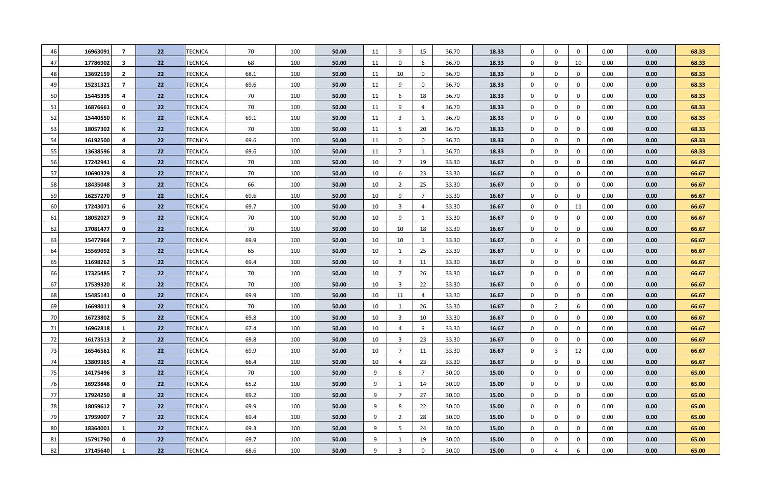| 46 | 16963091 | 7 | 22 | TECNICA | 70 | 100 | 50.00 | 11 | 9 | 15 | 36.70 | 18.33 | 0 | 0 | 0 | 0.00 | 0.00 | 68.33 |
|---|---|---|---|---|---|---|---|---|---|---|---|---|---|---|---|---|---|---|
| 47 | 17786902 | 3 | 22 | TECNICA | 68 | 100 | 50.00 | 11 | 0 | 6 | 36.70 | 18.33 | 0 | 0 | 10 | 0.00 | 0.00 | 68.33 |
| 48 | 13692159 | 2 | 22 | TECNICA | 68.1 | 100 | 50.00 | 11 | 10 | 0 | 36.70 | 18.33 | 0 | 0 | 0 | 0.00 | 0.00 | 68.33 |
| 49 | 15231321 | 7 | 22 | TECNICA | 69.6 | 100 | 50.00 | 11 | 9 | 0 | 36.70 | 18.33 | 0 | 0 | 0 | 0.00 | 0.00 | 68.33 |
| 50 | 15445395 | 4 | 22 | TECNICA | 70 | 100 | 50.00 | 11 | 6 | 18 | 36.70 | 18.33 | 0 | 0 | 0 | 0.00 | 0.00 | 68.33 |
| 51 | 16876661 | 0 | 22 | TECNICA | 70 | 100 | 50.00 | 11 | 9 | 4 | 36.70 | 18.33 | 0 | 0 | 0 | 0.00 | 0.00 | 68.33 |
| 52 | 15440550 | K | 22 | TECNICA | 69.1 | 100 | 50.00 | 11 | 3 | 1 | 36.70 | 18.33 | 0 | 0 | 0 | 0.00 | 0.00 | 68.33 |
| 53 | 18057302 | K | 22 | TECNICA | 70 | 100 | 50.00 | 11 | 5 | 20 | 36.70 | 18.33 | 0 | 0 | 0 | 0.00 | 0.00 | 68.33 |
| 54 | 16192500 | 4 | 22 | TECNICA | 69.6 | 100 | 50.00 | 11 | 0 | 0 | 36.70 | 18.33 | 0 | 0 | 0 | 0.00 | 0.00 | 68.33 |
| 55 | 13638596 | 8 | 22 | TECNICA | 69.6 | 100 | 50.00 | 11 | 7 | 1 | 36.70 | 18.33 | 0 | 0 | 0 | 0.00 | 0.00 | 68.33 |
| 56 | 17242941 | 6 | 22 | TECNICA | 70 | 100 | 50.00 | 10 | 7 | 19 | 33.30 | 16.67 | 0 | 0 | 0 | 0.00 | 0.00 | 66.67 |
| 57 | 10690329 | 8 | 22 | TECNICA | 70 | 100 | 50.00 | 10 | 6 | 23 | 33.30 | 16.67 | 0 | 0 | 0 | 0.00 | 0.00 | 66.67 |
| 58 | 18435048 | 3 | 22 | TECNICA | 66 | 100 | 50.00 | 10 | 2 | 25 | 33.30 | 16.67 | 0 | 0 | 0 | 0.00 | 0.00 | 66.67 |
| 59 | 16257270 | 9 | 22 | TECNICA | 69.6 | 100 | 50.00 | 10 | 9 | 7 | 33.30 | 16.67 | 0 | 0 | 0 | 0.00 | 0.00 | 66.67 |
| 60 | 17243071 | 6 | 22 | TECNICA | 69.7 | 100 | 50.00 | 10 | 3 | 4 | 33.30 | 16.67 | 0 | 0 | 11 | 0.00 | 0.00 | 66.67 |
| 61 | 18052027 | 9 | 22 | TECNICA | 70 | 100 | 50.00 | 10 | 9 | 1 | 33.30 | 16.67 | 0 | 0 | 0 | 0.00 | 0.00 | 66.67 |
| 62 | 17081477 | 0 | 22 | TECNICA | 70 | 100 | 50.00 | 10 | 10 | 18 | 33.30 | 16.67 | 0 | 0 | 0 | 0.00 | 0.00 | 66.67 |
| 63 | 15477964 | 7 | 22 | TECNICA | 69.9 | 100 | 50.00 | 10 | 10 | 1 | 33.30 | 16.67 | 0 | 4 | 0 | 0.00 | 0.00 | 66.67 |
| 64 | 15569092 | 5 | 22 | TECNICA | 65 | 100 | 50.00 | 10 | 1 | 25 | 33.30 | 16.67 | 0 | 0 | 0 | 0.00 | 0.00 | 66.67 |
| 65 | 11698262 | 5 | 22 | TECNICA | 69.4 | 100 | 50.00 | 10 | 3 | 11 | 33.30 | 16.67 | 0 | 0 | 0 | 0.00 | 0.00 | 66.67 |
| 66 | 17325485 | 7 | 22 | TECNICA | 70 | 100 | 50.00 | 10 | 7 | 26 | 33.30 | 16.67 | 0 | 0 | 0 | 0.00 | 0.00 | 66.67 |
| 67 | 17539320 | K | 22 | TECNICA | 70 | 100 | 50.00 | 10 | 3 | 22 | 33.30 | 16.67 | 0 | 0 | 0 | 0.00 | 0.00 | 66.67 |
| 68 | 15485141 | 0 | 22 | TECNICA | 69.9 | 100 | 50.00 | 10 | 11 | 4 | 33.30 | 16.67 | 0 | 0 | 0 | 0.00 | 0.00 | 66.67 |
| 69 | 16698011 | 9 | 22 | TECNICA | 70 | 100 | 50.00 | 10 | 1 | 26 | 33.30 | 16.67 | 0 | 2 | 6 | 0.00 | 0.00 | 66.67 |
| 70 | 16723802 | 5 | 22 | TECNICA | 69.8 | 100 | 50.00 | 10 | 3 | 10 | 33.30 | 16.67 | 0 | 0 | 0 | 0.00 | 0.00 | 66.67 |
| 71 | 16962818 | 1 | 22 | TECNICA | 67.4 | 100 | 50.00 | 10 | 4 | 9 | 33.30 | 16.67 | 0 | 0 | 0 | 0.00 | 0.00 | 66.67 |
| 72 | 16173513 | 2 | 22 | TECNICA | 69.8 | 100 | 50.00 | 10 | 3 | 23 | 33.30 | 16.67 | 0 | 0 | 0 | 0.00 | 0.00 | 66.67 |
| 73 | 16546561 | K | 22 | TECNICA | 69.9 | 100 | 50.00 | 10 | 7 | 11 | 33.30 | 16.67 | 0 | 3 | 12 | 0.00 | 0.00 | 66.67 |
| 74 | 13809365 | 4 | 22 | TECNICA | 66.4 | 100 | 50.00 | 10 | 4 | 23 | 33.30 | 16.67 | 0 | 0 | 0 | 0.00 | 0.00 | 66.67 |
| 75 | 14175496 | 3 | 22 | TECNICA | 70 | 100 | 50.00 | 9 | 6 | 7 | 30.00 | 15.00 | 0 | 0 | 0 | 0.00 | 0.00 | 65.00 |
| 76 | 16923848 | 0 | 22 | TECNICA | 65.2 | 100 | 50.00 | 9 | 1 | 14 | 30.00 | 15.00 | 0 | 0 | 0 | 0.00 | 0.00 | 65.00 |
| 77 | 17924250 | 8 | 22 | TECNICA | 69.2 | 100 | 50.00 | 9 | 7 | 27 | 30.00 | 15.00 | 0 | 0 | 0 | 0.00 | 0.00 | 65.00 |
| 78 | 18059612 | 7 | 22 | TECNICA | 69.9 | 100 | 50.00 | 9 | 8 | 22 | 30.00 | 15.00 | 0 | 0 | 0 | 0.00 | 0.00 | 65.00 |
| 79 | 17959007 | 7 | 22 | TECNICA | 69.4 | 100 | 50.00 | 9 | 2 | 28 | 30.00 | 15.00 | 0 | 0 | 0 | 0.00 | 0.00 | 65.00 |
| 80 | 18364001 | 1 | 22 | TECNICA | 69.3 | 100 | 50.00 | 9 | 5 | 24 | 30.00 | 15.00 | 0 | 0 | 0 | 0.00 | 0.00 | 65.00 |
| 81 | 15791790 | 0 | 22 | TECNICA | 69.7 | 100 | 50.00 | 9 | 1 | 19 | 30.00 | 15.00 | 0 | 0 | 0 | 0.00 | 0.00 | 65.00 |
| 82 | 17145640 | 1 | 22 | TECNICA | 68.6 | 100 | 50.00 | 9 | 3 | 0 | 30.00 | 15.00 | 0 | 4 | 6 | 0.00 | 0.00 | 65.00 |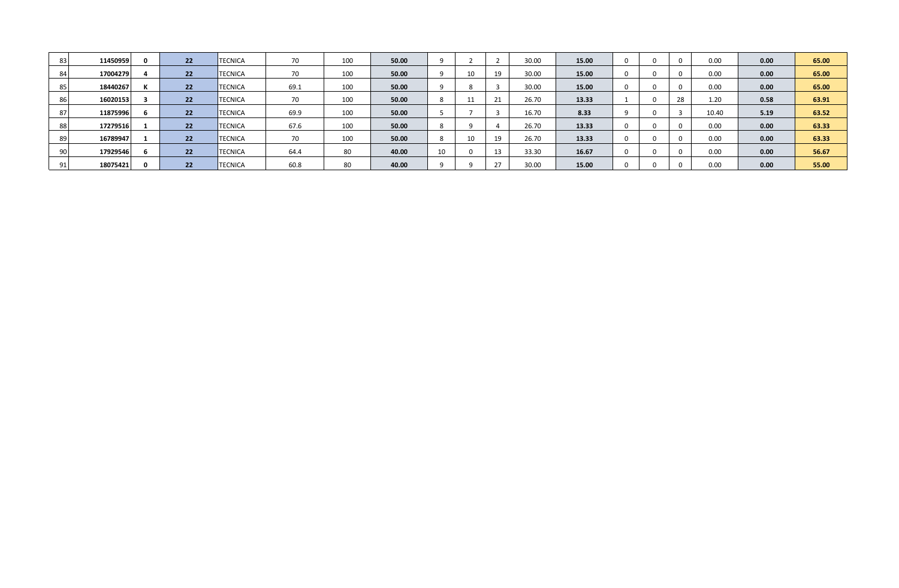| | | | | | | | | | | | | | | | | | | |
|---|---|---|---|---|---|---|---|---|---|---|---|---|---|---|---|---|---|---|
| 83 | **11450959** | **0** | **22** | TECNICA | 70 | 100 | **50.00** | 9 | 2 | 2 | 30.00 | **15.00** | 0 | 0 | 0 | 0.00 | **0.00** | **65.00** |
| 84 | **17004279** | **4** | **22** | TECNICA | 70 | 100 | **50.00** | 9 | 10 | 19 | 30.00 | **15.00** | 0 | 0 | 0 | 0.00 | **0.00** | **65.00** |
| 85 | **18440267** | **K** | **22** | TECNICA | 69.1 | 100 | **50.00** | 9 | 8 | 3 | 30.00 | **15.00** | 0 | 0 | 0 | 0.00 | **0.00** | **65.00** |
| 86 | **16020153** | **3** | **22** | TECNICA | 70 | 100 | **50.00** | 8 | 11 | 21 | 26.70 | **13.33** | 1 | 0 | 28 | 1.20 | **0.58** | **63.91** |
| 87 | **11875996** | **6** | **22** | TECNICA | 69.9 | 100 | **50.00** | 5 | 7 | 3 | 16.70 | **8.33** | 9 | 0 | 3 | 10.40 | **5.19** | **63.52** |
| 88 | **17279516** | **1** | **22** | TECNICA | 67.6 | 100 | **50.00** | 8 | 9 | 4 | 26.70 | **13.33** | 0 | 0 | 0 | 0.00 | **0.00** | **63.33** |
| 89 | **16789947** | **1** | **22** | TECNICA | 70 | 100 | **50.00** | 8 | 10 | 19 | 26.70 | **13.33** | 0 | 0 | 0 | 0.00 | **0.00** | **63.33** |
| 90 | **17929546** | **6** | **22** | TECNICA | 64.4 | 80 | **40.00** | 10 | 0 | 13 | 33.30 | **16.67** | 0 | 0 | 0 | 0.00 | **0.00** | **56.67** |
| 91 | **18075421** | **0** | **22** | TECNICA | 60.8 | 80 | **40.00** | 9 | 9 | 27 | 30.00 | **15.00** | 0 | 0 | 0 | 0.00 | **0.00** | **55.00** |